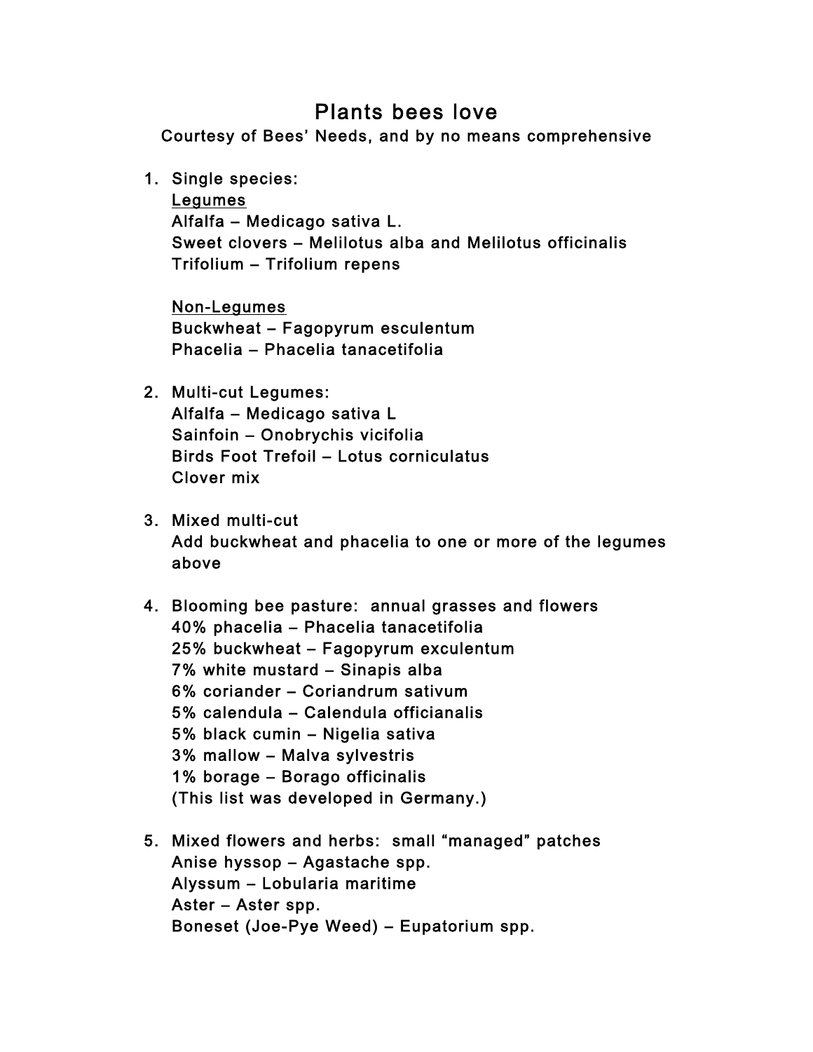# Plants bees love

Courtesy of Bees' Needs, and by no means comprehensive

1. Single species:
   <u>Legumes</u>
   Alfalfa – Medicago sativa L.
   Sweet clovers – Melilotus alba and Melilotus officinalis
   Trifolium – Trifolium repens

   <u>Non-Legumes</u>
   Buckwheat – Fagopyrum esculentum
   Phacelia – Phacelia tanacetifolia

2. Multi-cut Legumes:
   Alfalfa – Medicago sativa L
   Sainfoin – Onobrychis vicifolia
   Birds Foot Trefoil – Lotus corniculatus
   Clover mix

3. Mixed multi-cut
   Add buckwheat and phacelia to one or more of the legumes above

4. Blooming bee pasture: annual grasses and flowers
   40% phacelia – Phacelia tanacetifolia
   25% buckwheat – Fagopyrum exculentum
   7% white mustard – Sinapis alba
   6% coriander – Coriandrum sativum
   5% calendula – Calendula officianalis
   5% black cumin – Nigelia sativa
   3% mallow – Malva sylvestris
   1% borage – Borago officinalis
   (This list was developed in Germany.)

5. Mixed flowers and herbs: small "managed" patches
   Anise hyssop – Agastache spp.
   Alyssum – Lobularia maritime
   Aster – Aster spp.
   Boneset (Joe-Pye Weed) – Eupatorium spp.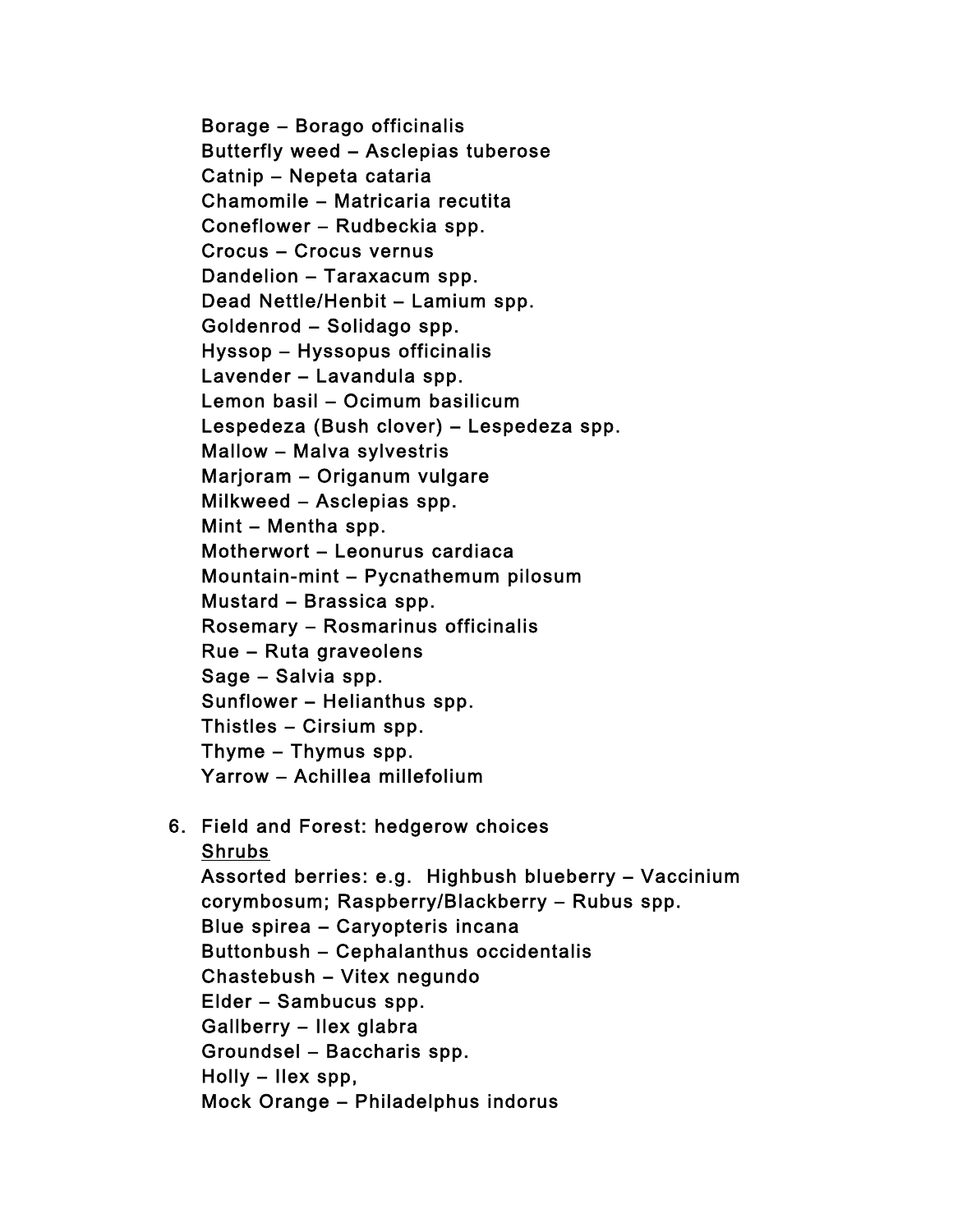Borage – Borago officinalis
Butterfly weed – Asclepias tuberose
Catnip – Nepeta cataria
Chamomile – Matricaria recutita
Coneflower – Rudbeckia spp.
Crocus – Crocus vernus
Dandelion – Taraxacum spp.
Dead Nettle/Henbit – Lamium spp.
Goldenrod – Solidago spp.
Hyssop – Hyssopus officinalis
Lavender – Lavandula spp.
Lemon basil – Ocimum basilicum
Lespedeza (Bush clover) – Lespedeza spp.
Mallow – Malva sylvestris
Marjoram – Origanum vulgare
Milkweed – Asclepias spp.
Mint – Mentha spp.
Motherwort – Leonurus cardiaca
Mountain-mint – Pycnathemum pilosum
Mustard – Brassica spp.
Rosemary – Rosmarinus officinalis
Rue – Ruta graveolens
Sage – Salvia spp.
Sunflower – Helianthus spp.
Thistles – Cirsium spp.
Thyme – Thymus spp.
Yarrow – Achillea millefolium

6. Field and Forest: hedgerow choices

   <u>Shrubs</u>

   Assorted berries: e.g. Highbush blueberry – Vaccinium corymbosum; Raspberry/Blackberry – Rubus spp.
   Blue spirea – Caryopteris incana
   Buttonbush – Cephalanthus occidentalis
   Chastebush – Vitex negundo
   Elder – Sambucus spp.
   Gallberry – Ilex glabra
   Groundsel – Baccharis spp.
   Holly – Ilex spp,
   Mock Orange – Philadelphus indorus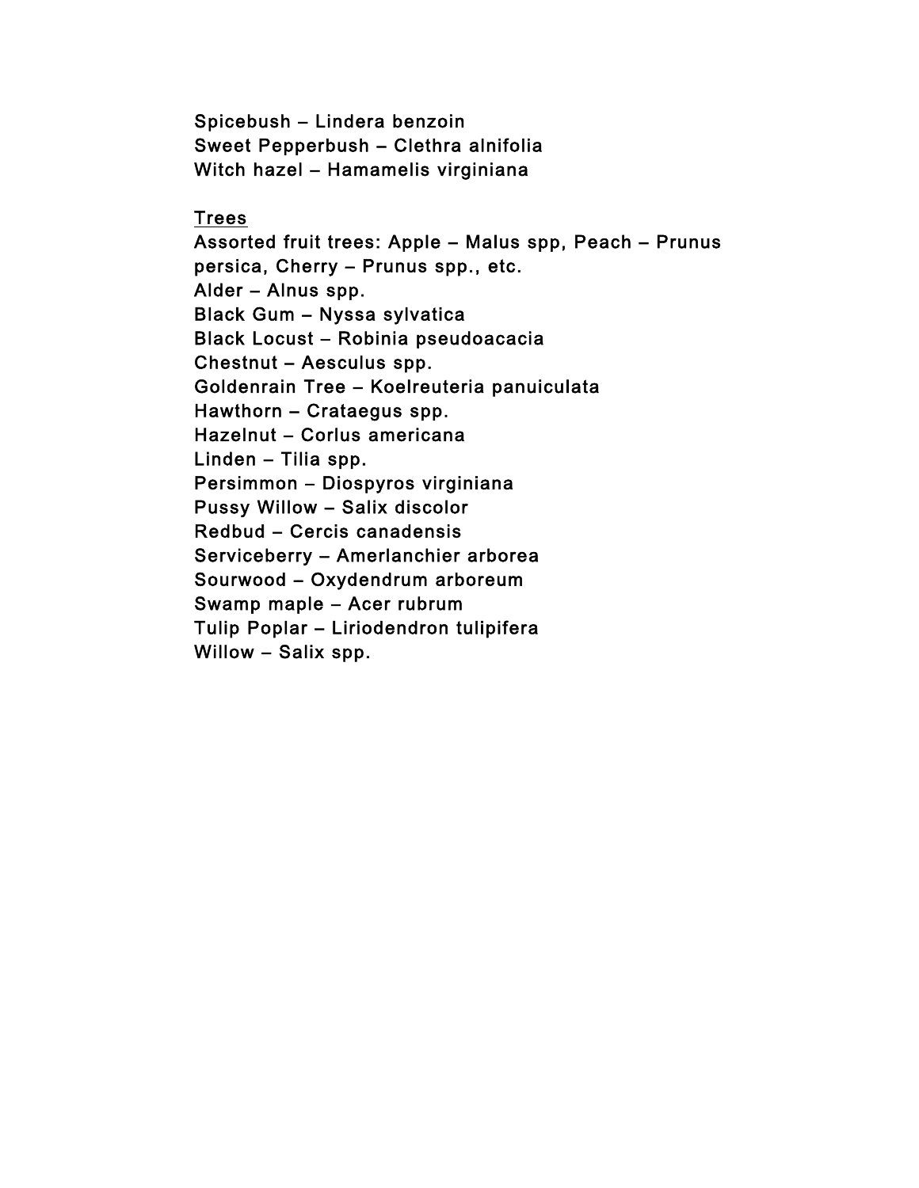Spicebush – Lindera benzoin
Sweet Pepperbush – Clethra alnifolia
Witch hazel – Hamamelis virginiana

<u>Trees</u>

Assorted fruit trees: Apple – Malus spp, Peach – Prunus persica, Cherry – Prunus spp., etc.
Alder – Alnus spp.
Black Gum – Nyssa sylvatica
Black Locust – Robinia pseudoacacia
Chestnut – Aesculus spp.
Goldenrain Tree – Koelreuteria panuiculata
Hawthorn – Crataegus spp.
Hazelnut – Corlus americana
Linden – Tilia spp.
Persimmon – Diospyros virginiana
Pussy Willow – Salix discolor
Redbud – Cercis canadensis
Serviceberry – Amerlanchier arborea
Sourwood – Oxydendrum arboreum
Swamp maple – Acer rubrum
Tulip Poplar – Liriodendron tulipifera
Willow – Salix spp.